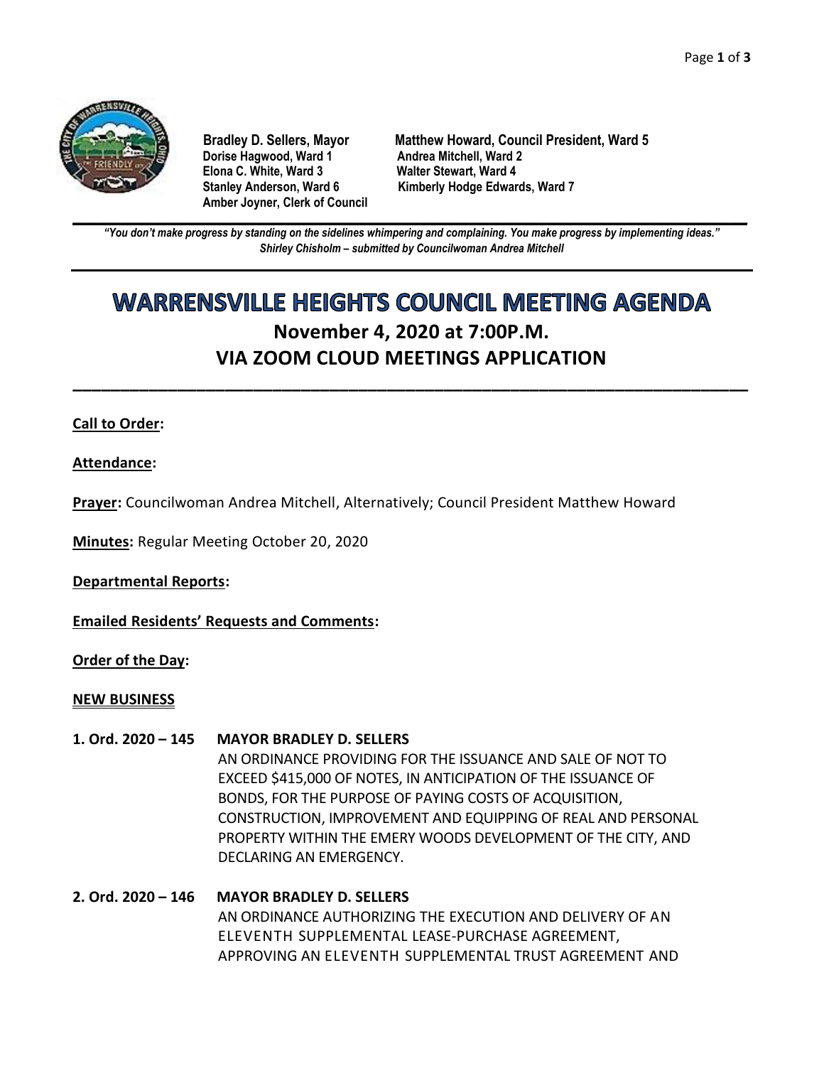**Bradley D. Sellers, Mayor** **Matthew Howard, Council President, Ward 5**
**Dorise Hagwood, Ward 1** **Andrea Mitchell, Ward 2**
**Elona C. White, Ward 3** **Walter Stewart, Ward 4**
**Stanley Anderson, Ward 6** **Kimberly Hodge Edwards, Ward 7**
**Amber Joyner, Clerk of Council**

---

***"You don't make progress by standing on the sidelines whimpering and complaining. You make progress by implementing ideas."***
***Shirley Chisholm – submitted by Councilwoman Andrea Mitchell***

---

# WARRENSVILLE HEIGHTS COUNCIL MEETING AGENDA

## November 4, 2020 at 7:00P.M.
## VIA ZOOM CLOUD MEETINGS APPLICATION

---

**Call to Order:**

**Attendance:**

**Prayer:** Councilwoman Andrea Mitchell, Alternatively; Council President Matthew Howard

**Minutes:** Regular Meeting October 20, 2020

**Departmental Reports:**

**Emailed Residents' Requests and Comments:**

**Order of the Day:**

**NEW BUSINESS**

**1. Ord. 2020 – 145 MAYOR BRADLEY D. SELLERS**
AN ORDINANCE PROVIDING FOR THE ISSUANCE AND SALE OF NOT TO EXCEED $415,000 OF NOTES, IN ANTICIPATION OF THE ISSUANCE OF BONDS, FOR THE PURPOSE OF PAYING COSTS OF ACQUISITION, CONSTRUCTION, IMPROVEMENT AND EQUIPPING OF REAL AND PERSONAL PROPERTY WITHIN THE EMERY WOODS DEVELOPMENT OF THE CITY, AND DECLARING AN EMERGENCY.

**2. Ord. 2020 – 146 MAYOR BRADLEY D. SELLERS**
AN ORDINANCE AUTHORIZING THE EXECUTION AND DELIVERY OF AN ELEVENTH SUPPLEMENTAL LEASE-PURCHASE AGREEMENT, APPROVING AN ELEVENTH SUPPLEMENTAL TRUST AGREEMENT AND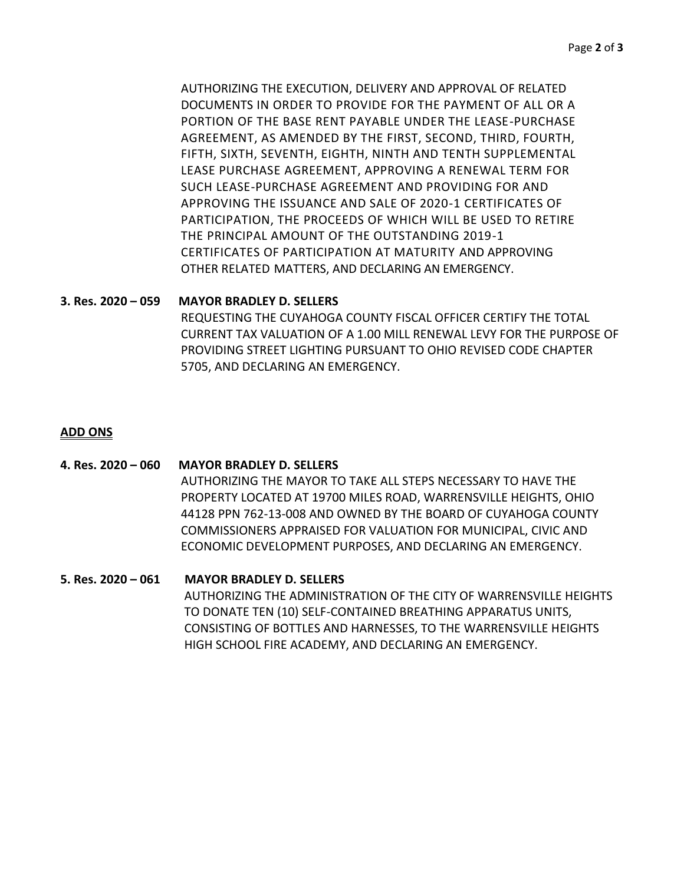AUTHORIZING THE EXECUTION, DELIVERY AND APPROVAL OF RELATED DOCUMENTS IN ORDER TO PROVIDE FOR THE PAYMENT OF ALL OR A PORTION OF THE BASE RENT PAYABLE UNDER THE LEASE-PURCHASE AGREEMENT, AS AMENDED BY THE FIRST, SECOND, THIRD, FOURTH, FIFTH, SIXTH, SEVENTH, EIGHTH, NINTH AND TENTH SUPPLEMENTAL LEASE PURCHASE AGREEMENT, APPROVING A RENEWAL TERM FOR SUCH LEASE-PURCHASE AGREEMENT AND PROVIDING FOR AND APPROVING THE ISSUANCE AND SALE OF 2020-1 CERTIFICATES OF PARTICIPATION, THE PROCEEDS OF WHICH WILL BE USED TO RETIRE THE PRINCIPAL AMOUNT OF THE OUTSTANDING 2019-1 CERTIFICATES OF PARTICIPATION AT MATURITY AND APPROVING OTHER RELATED MATTERS, AND DECLARING AN EMERGENCY.

**3. Res. 2020 – 059 MAYOR BRADLEY D. SELLERS**

REQUESTING THE CUYAHOGA COUNTY FISCAL OFFICER CERTIFY THE TOTAL CURRENT TAX VALUATION OF A 1.00 MILL RENEWAL LEVY FOR THE PURPOSE OF PROVIDING STREET LIGHTING PURSUANT TO OHIO REVISED CODE CHAPTER 5705, AND DECLARING AN EMERGENCY.

**ADD ONS**

**4. Res. 2020 – 060 MAYOR BRADLEY D. SELLERS**

AUTHORIZING THE MAYOR TO TAKE ALL STEPS NECESSARY TO HAVE THE PROPERTY LOCATED AT 19700 MILES ROAD, WARRENSVILLE HEIGHTS, OHIO 44128 PPN 762-13-008 AND OWNED BY THE BOARD OF CUYAHOGA COUNTY COMMISSIONERS APPRAISED FOR VALUATION FOR MUNICIPAL, CIVIC AND ECONOMIC DEVELOPMENT PURPOSES, AND DECLARING AN EMERGENCY.

**5. Res. 2020 – 061 MAYOR BRADLEY D. SELLERS**

AUTHORIZING THE ADMINISTRATION OF THE CITY OF WARRENSVILLE HEIGHTS TO DONATE TEN (10) SELF-CONTAINED BREATHING APPARATUS UNITS, CONSISTING OF BOTTLES AND HARNESSES, TO THE WARRENSVILLE HEIGHTS HIGH SCHOOL FIRE ACADEMY, AND DECLARING AN EMERGENCY.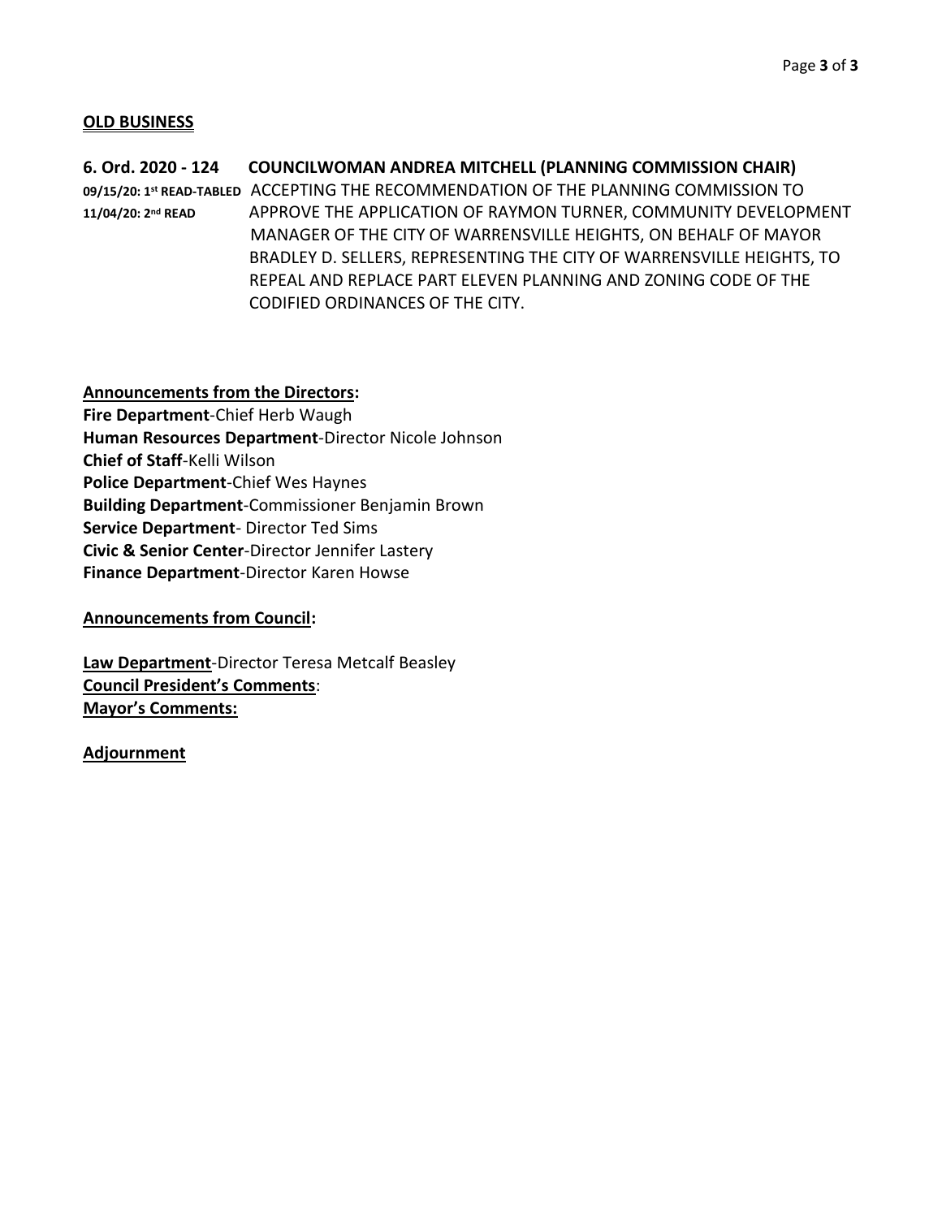**OLD BUSINESS**

**6. Ord. 2020 - 124 COUNCILWOMAN ANDREA MITCHELL (PLANNING COMMISSION CHAIR)**

**09/15/20: 1st READ-TABLED**
**11/04/20: 2nd READ**

ACCEPTING THE RECOMMENDATION OF THE PLANNING COMMISSION TO APPROVE THE APPLICATION OF RAYMON TURNER, COMMUNITY DEVELOPMENT MANAGER OF THE CITY OF WARRENSVILLE HEIGHTS, ON BEHALF OF MAYOR BRADLEY D. SELLERS, REPRESENTING THE CITY OF WARRENSVILLE HEIGHTS, TO REPEAL AND REPLACE PART ELEVEN PLANNING AND ZONING CODE OF THE CODIFIED ORDINANCES OF THE CITY.

**Announcements from the Directors:**

**Fire Department**-Chief Herb Waugh
**Human Resources Department**-Director Nicole Johnson
**Chief of Staff**-Kelli Wilson
**Police Department**-Chief Wes Haynes
**Building Department**-Commissioner Benjamin Brown
**Service Department**- Director Ted Sims
**Civic & Senior Center**-Director Jennifer Lastery
**Finance Department**-Director Karen Howse

**Announcements from Council:**

**Law Department**-Director Teresa Metcalf Beasley
**Council President's Comments**:
**Mayor's Comments:**

**Adjournment**